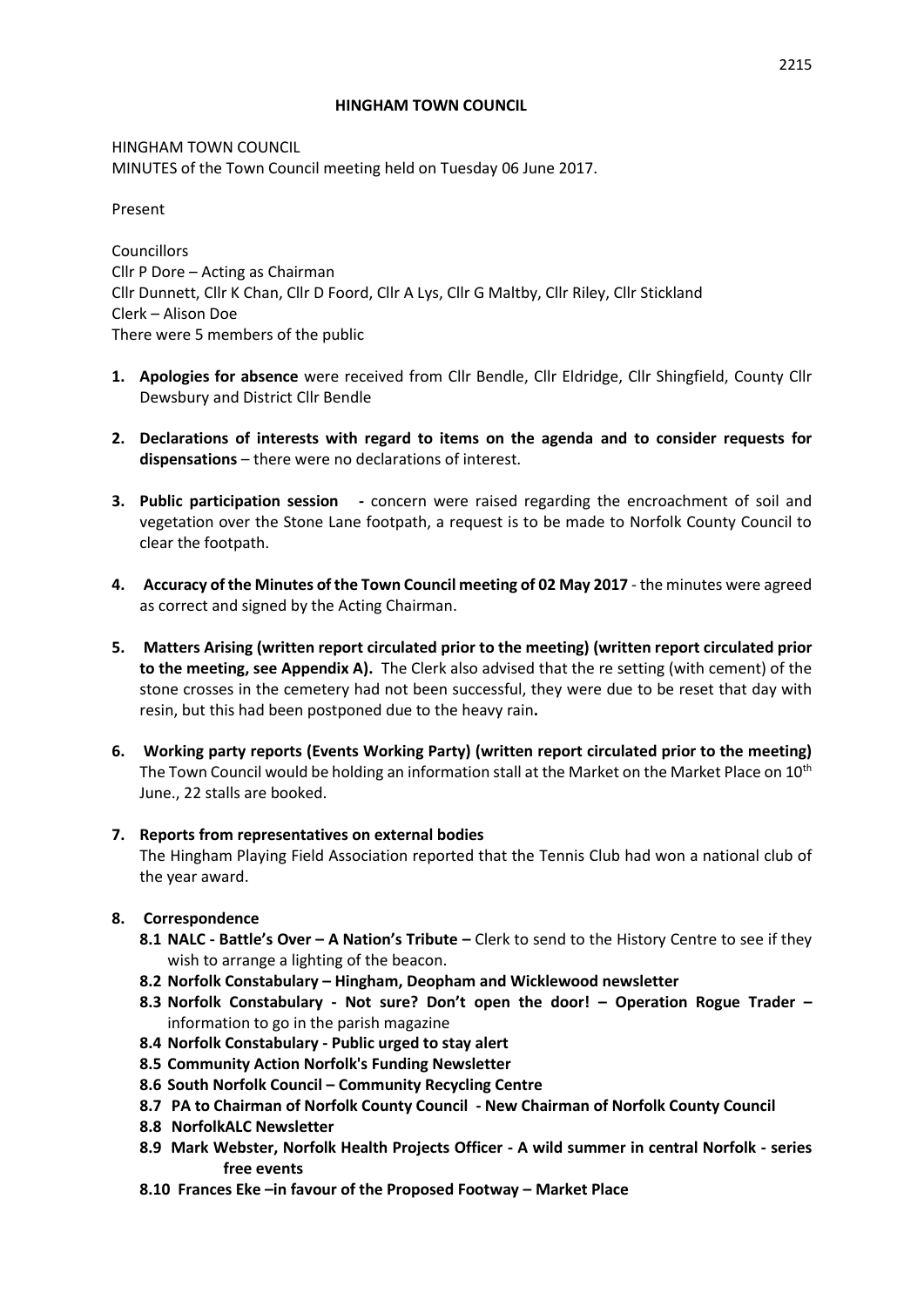**HINGHAM TOWN COUNCIL**

HINGHAM TOWN COUNCIL
MINUTES of the Town Council meeting held on Tuesday 06 June 2017.

Present

Councillors
Cllr P Dore – Acting as Chairman
Cllr Dunnett, Cllr K Chan, Cllr D Foord, Cllr A Lys, Cllr G Maltby, Cllr Riley, Cllr Stickland
Clerk – Alison Doe
There were 5 members of the public

1. **Apologies for absence** were received from Cllr Bendle, Cllr Eldridge, Cllr Shingfield, County Cllr Dewsbury and District Cllr Bendle

2. **Declarations of interests with regard to items on the agenda and to consider requests for dispensations** – there were no declarations of interest.

3. **Public participation session -** concern were raised regarding the encroachment of soil and vegetation over the Stone Lane footpath, a request is to be made to Norfolk County Council to clear the footpath.

4. **Accuracy of the Minutes of the Town Council meeting of 02 May 2017** - the minutes were agreed as correct and signed by the Acting Chairman.

5. **Matters Arising (written report circulated prior to the meeting) (written report circulated prior to the meeting, see Appendix A).** The Clerk also advised that the re setting (with cement) of the stone crosses in the cemetery had not been successful, they were due to be reset that day with resin, but this had been postponed due to the heavy rain**.**

6. **Working party reports (Events Working Party) (written report circulated prior to the meeting)** The Town Council would be holding an information stall at the Market on the Market Place on 10th June., 22 stalls are booked.

7. **Reports from representatives on external bodies**
   The Hingham Playing Field Association reported that the Tennis Club had won a national club of the year award.

8. **Correspondence**
   - **8.1 NALC - Battle's Over – A Nation's Tribute –** Clerk to send to the History Centre to see if they wish to arrange a lighting of the beacon.
   - **8.2 Norfolk Constabulary – Hingham, Deopham and Wicklewood newsletter**
   - **8.3 Norfolk Constabulary - Not sure? Don't open the door! – Operation Rogue Trader –** information to go in the parish magazine
   - **8.4 Norfolk Constabulary - Public urged to stay alert**
   - **8.5 Community Action Norfolk's Funding Newsletter**
   - **8.6 South Norfolk Council – Community Recycling Centre**
   - **8.7 PA to Chairman of Norfolk County Council - New Chairman of Norfolk County Council**
   - **8.8 NorfolkALC Newsletter**
   - **8.9 Mark Webster, Norfolk Health Projects Officer - A wild summer in central Norfolk - series free events**
   - **8.10 Frances Eke –in favour of the Proposed Footway – Market Place**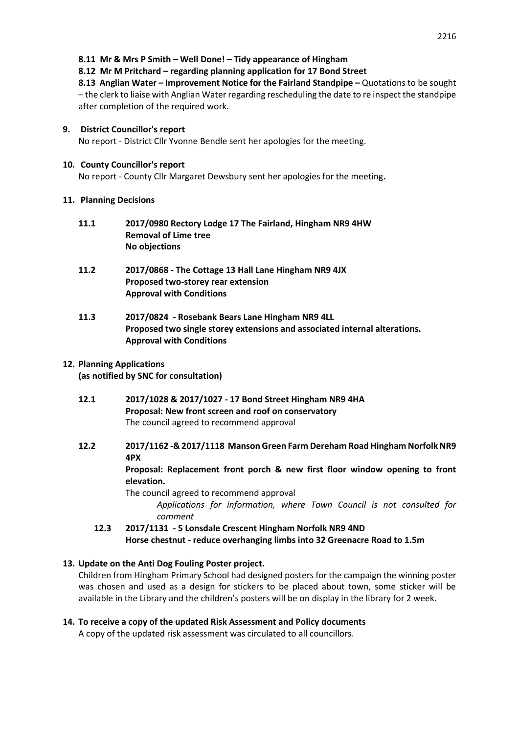**8.11 Mr & Mrs P Smith – Well Done! – Tidy appearance of Hingham**

**8.12 Mr M Pritchard – regarding planning application for 17 Bond Street**

**8.13 Anglian Water – Improvement Notice for the Fairland Standpipe –** Quotations to be sought – the clerk to liaise with Anglian Water regarding rescheduling the date to re inspect the standpipe after completion of the required work.

**9. District Councillor's report**

No report - District Cllr Yvonne Bendle sent her apologies for the meeting.

**10. County Councillor's report**

No report - County Cllr Margaret Dewsbury sent her apologies for the meeting**.**

**11. Planning Decisions**

**11.1 2017/0980 Rectory Lodge 17 The Fairland, Hingham NR9 4HW**
**Removal of Lime tree**
**No objections**

**11.2 2017/0868 - The Cottage 13 Hall Lane Hingham NR9 4JX**
**Proposed two-storey rear extension**
**Approval with Conditions**

**11.3 2017/0824 - Rosebank Bears Lane Hingham NR9 4LL**
**Proposed two single storey extensions and associated internal alterations.**
**Approval with Conditions**

**12. Planning Applications**
**(as notified by SNC for consultation)**

**12.1 2017/1028 & 2017/1027 - 17 Bond Street Hingham NR9 4HA**
**Proposal: New front screen and roof on conservatory**
The council agreed to recommend approval

**12.2 2017/1162 -& 2017/1118 Manson Green Farm Dereham Road Hingham Norfolk NR9 4PX**
**Proposal: Replacement front porch & new first floor window opening to front elevation.**
The council agreed to recommend approval

*Applications for information, where Town Council is not consulted for comment*

**12.3 2017/1131 - 5 Lonsdale Crescent Hingham Norfolk NR9 4ND**
**Horse chestnut - reduce overhanging limbs into 32 Greenacre Road to 1.5m**

**13. Update on the Anti Dog Fouling Poster project.**

Children from Hingham Primary School had designed posters for the campaign the winning poster was chosen and used as a design for stickers to be placed about town, some sticker will be available in the Library and the children's posters will be on display in the library for 2 week.

**14. To receive a copy of the updated Risk Assessment and Policy documents**

A copy of the updated risk assessment was circulated to all councillors.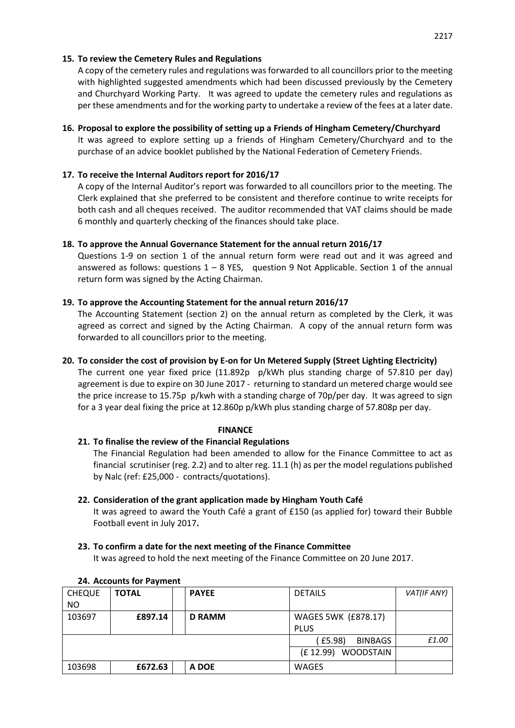**15. To review the Cemetery Rules and Regulations**

A copy of the cemetery rules and regulations was forwarded to all councillors prior to the meeting with highlighted suggested amendments which had been discussed previously by the Cemetery and Churchyard Working Party. It was agreed to update the cemetery rules and regulations as per these amendments and for the working party to undertake a review of the fees at a later date.

**16. Proposal to explore the possibility of setting up a Friends of Hingham Cemetery/Churchyard**

It was agreed to explore setting up a friends of Hingham Cemetery/Churchyard and to the purchase of an advice booklet published by the National Federation of Cemetery Friends.

**17. To receive the Internal Auditors report for 2016/17**

A copy of the Internal Auditor's report was forwarded to all councillors prior to the meeting. The Clerk explained that she preferred to be consistent and therefore continue to write receipts for both cash and all cheques received. The auditor recommended that VAT claims should be made 6 monthly and quarterly checking of the finances should take place.

**18. To approve the Annual Governance Statement for the annual return 2016/17**

Questions 1-9 on section 1 of the annual return form were read out and it was agreed and answered as follows: questions 1 – 8 YES, question 9 Not Applicable. Section 1 of the annual return form was signed by the Acting Chairman.

**19. To approve the Accounting Statement for the annual return 2016/17**

The Accounting Statement (section 2) on the annual return as completed by the Clerk, it was agreed as correct and signed by the Acting Chairman. A copy of the annual return form was forwarded to all councillors prior to the meeting.

**20. To consider the cost of provision by E-on for Un Metered Supply (Street Lighting Electricity)**

The current one year fixed price (11.892p p/kWh plus standing charge of 57.810 per day) agreement is due to expire on 30 June 2017 - returning to standard un metered charge would see the price increase to 15.75p p/kwh with a standing charge of 70p/per day. It was agreed to sign for a 3 year deal fixing the price at 12.860p p/kWh plus standing charge of 57.808p per day.

**FINANCE**

**21. To finalise the review of the Financial Regulations**

The Financial Regulation had been amended to allow for the Finance Committee to act as financial scrutiniser (reg. 2.2) and to alter reg. 11.1 (h) as per the model regulations published by Nalc (ref: £25,000 - contracts/quotations).

**22. Consideration of the grant application made by Hingham Youth Café**

It was agreed to award the Youth Café a grant of £150 (as applied for) toward their Bubble Football event in July 2017**.**

**23. To confirm a date for the next meeting of the Finance Committee**

It was agreed to hold the next meeting of the Finance Committee on 20 June 2017.

**24. Accounts for Payment**

| CHEQUE NO | TOTAL | PAYEE | DETAILS | *VAT(IF ANY)* |
|---|---|---|---|---|
| 103697 | **£897.14** | **D RAMM** | WAGES 5WK (£878.17) PLUS | |
| | | | (£5.98) BINBAGS | *£1.00* |
| | | | (£ 12.99) WOODSTAIN | |
| 103698 | **£672.63** | **A DOE** | WAGES | |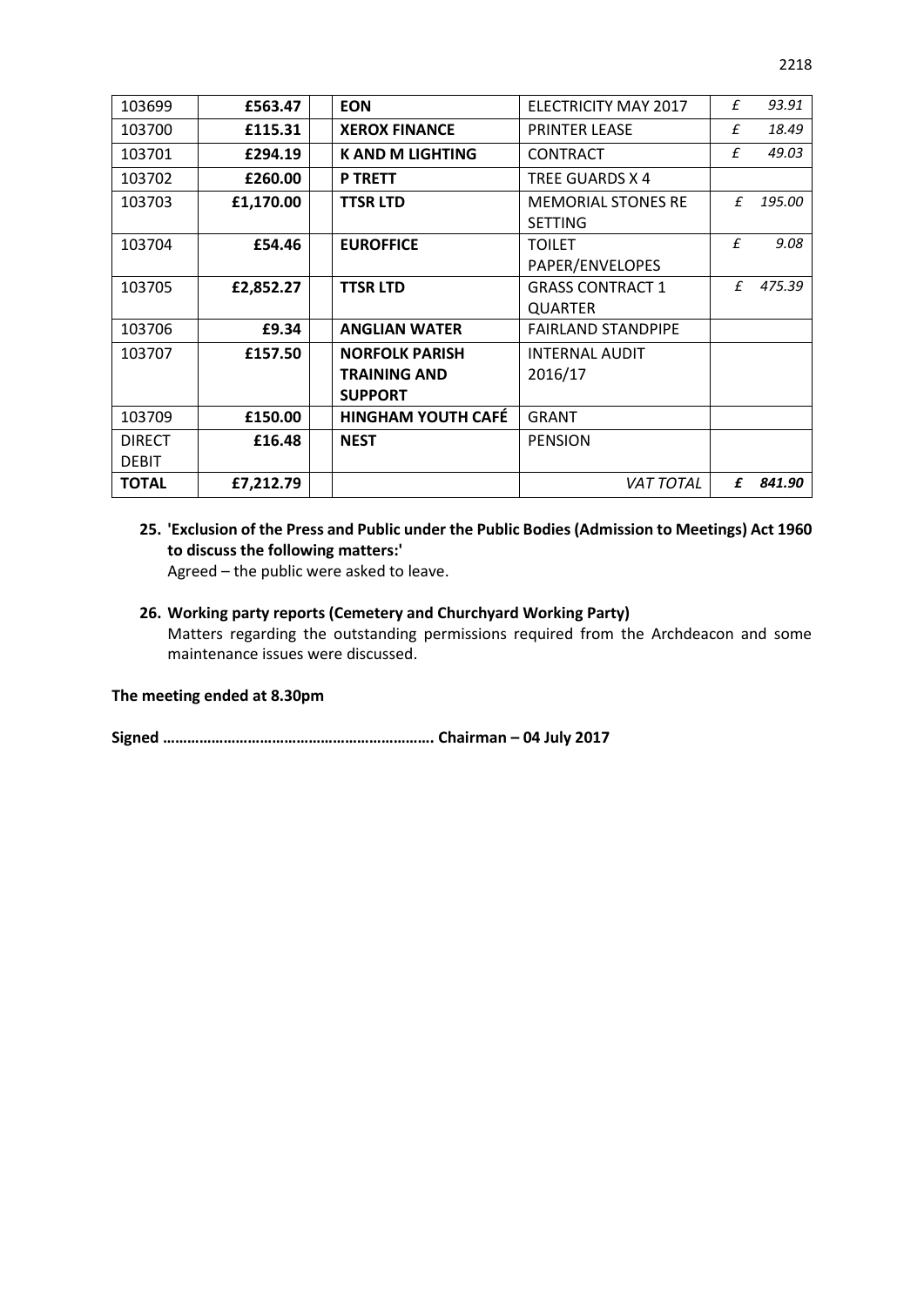| | | | | | |
|---|---|---|---|---|---|
| 103699 | **£563.47** | | **EON** | ELECTRICITY MAY 2017 | *£ 93.91* |
| 103700 | **£115.31** | | **XEROX FINANCE** | PRINTER LEASE | *£ 18.49* |
| 103701 | **£294.19** | | **K AND M LIGHTING** | CONTRACT | *£ 49.03* |
| 103702 | **£260.00** | | **P TRETT** | TREE GUARDS X 4 | |
| 103703 | **£1,170.00** | | **TTSR LTD** | MEMORIAL STONES RE SETTING | *£ 195.00* |
| 103704 | **£54.46** | | **EUROFFICE** | TOILET PAPER/ENVELOPES | *£ 9.08* |
| 103705 | **£2,852.27** | | **TTSR LTD** | GRASS CONTRACT 1 QUARTER | *£ 475.39* |
| 103706 | **£9.34** | | **ANGLIAN WATER** | FAIRLAND STANDPIPE | |
| 103707 | **£157.50** | | **NORFOLK PARISH TRAINING AND SUPPORT** | INTERNAL AUDIT 2016/17 | |
| 103709 | **£150.00** | | **HINGHAM YOUTH CAFÉ** | GRANT | |
| DIRECT DEBIT | **£16.48** | | **NEST** | PENSION | |
| **TOTAL** | **£7,212.79** | | | *VAT TOTAL* | ***£ 841.90*** |

**25. 'Exclusion of the Press and Public under the Public Bodies (Admission to Meetings) Act 1960 to discuss the following matters:'**

Agreed – the public were asked to leave.

**26. Working party reports (Cemetery and Churchyard Working Party)**

Matters regarding the outstanding permissions required from the Archdeacon and some maintenance issues were discussed.

**The meeting ended at 8.30pm**

**Signed ………………………………………………………. Chairman – 04 July 2017**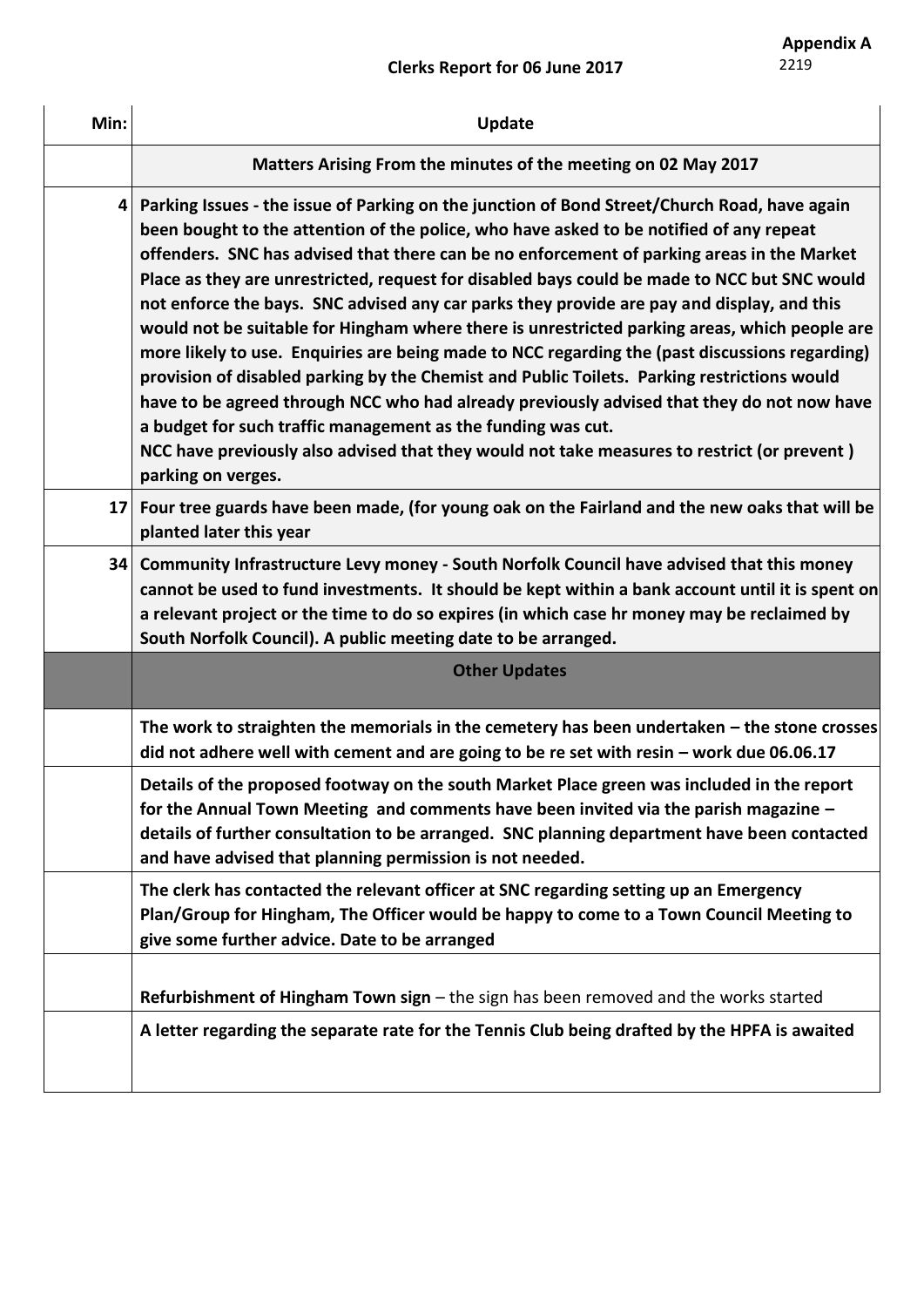**Appendix A**
2219

## Clerks Report for 06 June 2017

| Min: | Update |
|---|---|
| | **Matters Arising From the minutes of the meeting on 02 May 2017** |
| 4 | **Parking Issues - the issue of Parking on the junction of Bond Street/Church Road, have again been bought to the attention of the police, who have asked to be notified of any repeat offenders. SNC has advised that there can be no enforcement of parking areas in the Market Place as they are unrestricted, request for disabled bays could be made to NCC but SNC would not enforce the bays. SNC advised any car parks they provide are pay and display, and this would not be suitable for Hingham where there is unrestricted parking areas, which people are more likely to use. Enquiries are being made to NCC regarding the (past discussions regarding) provision of disabled parking by the Chemist and Public Toilets. Parking restrictions would have to be agreed through NCC who had already previously advised that they do not now have a budget for such traffic management as the funding was cut.<br>NCC have previously also advised that they would not take measures to restrict (or prevent ) parking on verges.** |
| 17 | **Four tree guards have been made, (for young oak on the Fairland and the new oaks that will be planted later this year** |
| 34 | **Community Infrastructure Levy money - South Norfolk Council have advised that this money cannot be used to fund investments. It should be kept within a bank account until it is spent on a relevant project or the time to do so expires (in which case hr money may be reclaimed by South Norfolk Council). A public meeting date to be arranged.** |
| | **Other Updates** |
| | **The work to straighten the memorials in the cemetery has been undertaken – the stone crosses did not adhere well with cement and are going to be re set with resin – work due 06.06.17** |
| | **Details of the proposed footway on the south Market Place green was included in the report for the Annual Town Meeting and comments have been invited via the parish magazine – details of further consultation to be arranged. SNC planning department have been contacted and have advised that planning permission is not needed.** |
| | **The clerk has contacted the relevant officer at SNC regarding setting up an Emergency Plan/Group for Hingham, The Officer would be happy to come to a Town Council Meeting to give some further advice. Date to be arranged** |
| | **Refurbishment of Hingham Town sign** – the sign has been removed and the works started |
| | **A letter regarding the separate rate for the Tennis Club being drafted by the HPFA is awaited** |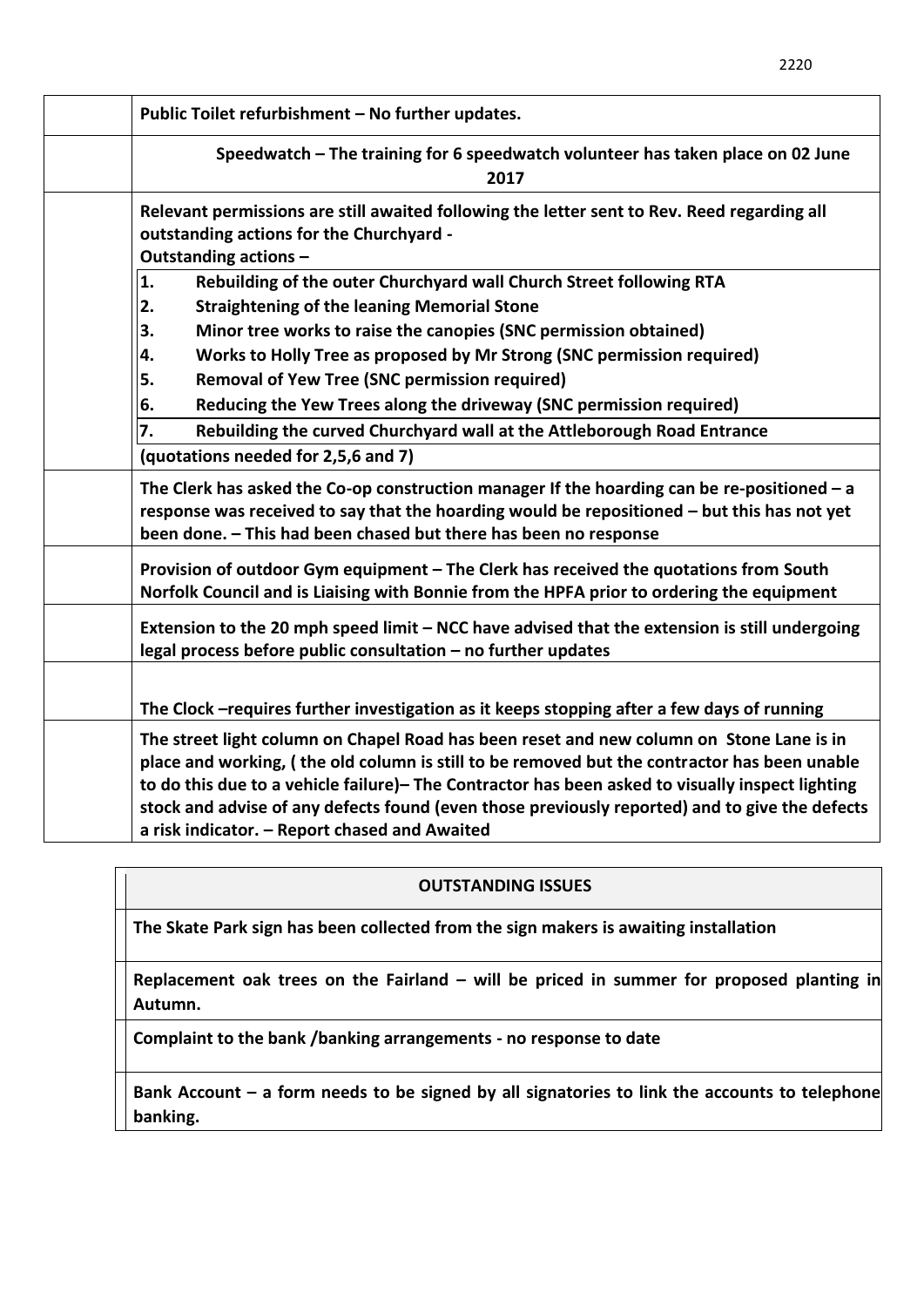| | |
|---|---|
| | **Public Toilet refurbishment – No further updates.** |
| | **Speedwatch – The training for 6 speedwatch volunteer has taken place on 02 June 2017** |
| | **Relevant permissions are still awaited following the letter sent to Rev. Reed regarding all outstanding actions for the Churchyard -**<br>**Outstanding actions –**<br>**1. Rebuilding of the outer Churchyard wall Church Street following RTA**<br>**2. Straightening of the leaning Memorial Stone**<br>**3. Minor tree works to raise the canopies (SNC permission obtained)**<br>**4. Works to Holly Tree as proposed by Mr Strong (SNC permission required)**<br>**5. Removal of Yew Tree (SNC permission required)**<br>**6. Reducing the Yew Trees along the driveway (SNC permission required)**<br>**7. Rebuilding the curved Churchyard wall at the Attleborough Road Entrance**<br>**(quotations needed for 2,5,6 and 7)** |
| | **The Clerk has asked the Co-op construction manager If the hoarding can be re-positioned – a response was received to say that the hoarding would be repositioned – but this has not yet been done. – This had been chased but there has been no response** |
| | **Provision of outdoor Gym equipment – The Clerk has received the quotations from South Norfolk Council and is Liaising with Bonnie from the HPFA prior to ordering the equipment** |
| | **Extension to the 20 mph speed limit – NCC have advised that the extension is still undergoing legal process before public consultation – no further updates** |
| | **The Clock –requires further investigation as it keeps stopping after a few days of running** |
| | **The street light column on Chapel Road has been reset and new column on Stone Lane is in place and working, ( the old column is still to be removed but the contractor has been unable to do this due to a vehicle failure)– The Contractor has been asked to visually inspect lighting stock and advise of any defects found (even those previously reported) and to give the defects a risk indicator. – Report chased and Awaited** |

| **OUTSTANDING ISSUES** |
|---|
| **The Skate Park sign has been collected from the sign makers is awaiting installation** |
| **Replacement oak trees on the Fairland – will be priced in summer for proposed planting in Autumn.** |
| **Complaint to the bank /banking arrangements - no response to date** |
| **Bank Account – a form needs to be signed by all signatories to link the accounts to telephone banking.** |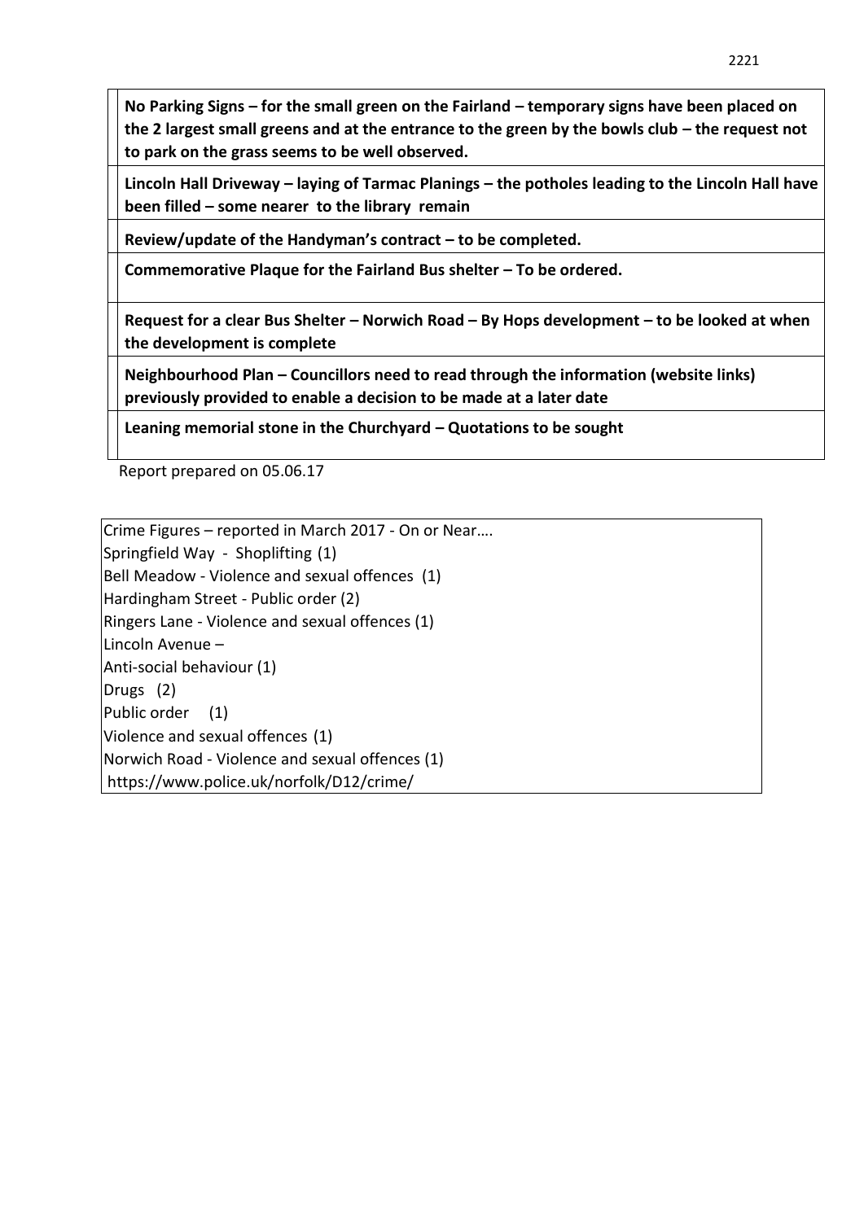| | |
|---|---|
| | **No Parking Signs – for the small green on the Fairland – temporary signs have been placed on the 2 largest small greens and at the entrance to the green by the bowls club – the request not to park on the grass seems to be well observed.** |
| | **Lincoln Hall Driveway – laying of Tarmac Planings – the potholes leading to the Lincoln Hall have been filled – some nearer to the library remain** |
| | **Review/update of the Handyman's contract – to be completed.** |
| | **Commemorative Plaque for the Fairland Bus shelter – To be ordered.** |
| | **Request for a clear Bus Shelter – Norwich Road – By Hops development – to be looked at when the development is complete** |
| | **Neighbourhood Plan – Councillors need to read through the information (website links) previously provided to enable a decision to be made at a later date** |
| | **Leaning memorial stone in the Churchyard – Quotations to be sought** |

Report prepared on 05.06.17

Crime Figures – reported in March 2017 - On or Near….
Springfield Way - Shoplifting (1)
Bell Meadow - Violence and sexual offences (1)
Hardingham Street - Public order (2)
Ringers Lane - Violence and sexual offences (1)
Lincoln Avenue –
Anti-social behaviour (1)
Drugs (2)
Public order (1)
Violence and sexual offences (1)
Norwich Road - Violence and sexual offences (1)
https://www.police.uk/norfolk/D12/crime/